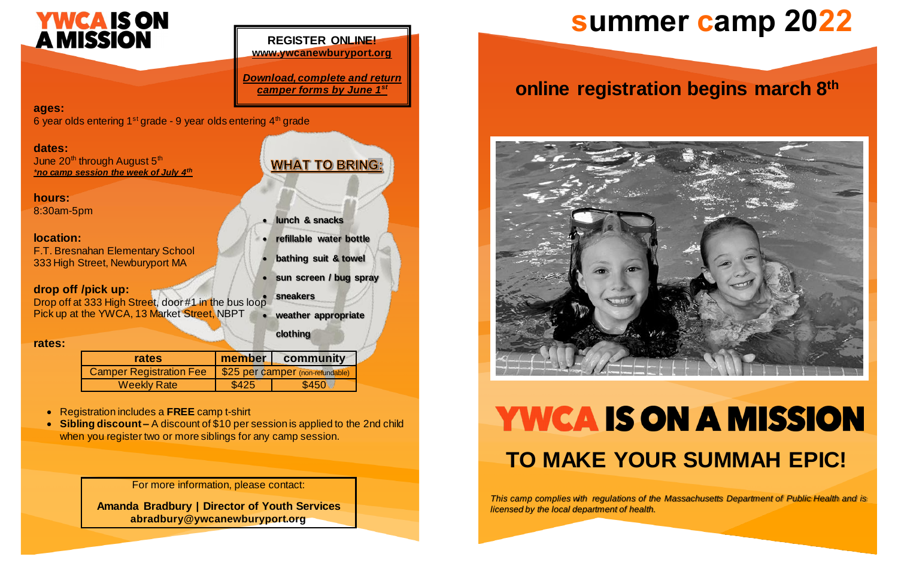# YWCA IS ON A MISSION

**REGISTER ONLINE!**
**www.ywcanewburyport.org**

***Download, complete and return camper forms by June 1st***

**ages:**
6 year olds entering 1st grade - 9 year olds entering 4th grade

**dates:**
June 20th through August 5th
***no camp session the week of July 4th***

**hours:**
8:30am-5pm

**location:**
F.T. Bresnahan Elementary School
333 High Street, Newburyport MA

**drop off /pick up:**
Drop off at 333 High Street, door #1 in the bus loop
Pick up at the YWCA, 13 Market Street, NBPT

**WHAT TO BRING:**

- **lunch & snacks**
- **refillable water bottle**
- **bathing suit & towel**
- **sun screen / bug spray**
- **sneakers**
- **weather appropriate clothing**

**rates:**

| rates | member | community |
|---|---|---|
| Camper Registration Fee | $25 per camper (non-refundable) | |
| Weekly Rate | $425 | $450 |

- Registration includes a **FREE** camp t-shirt
- **Sibling discount –** A discount of $10 per session is applied to the 2nd child when you register two or more siblings for any camp session.

For more information, please contact:

**Amanda Bradbury | Director of Youth Services**
**abradbury@ywcanewburyport.org**

# summer camp 2022

## online registration begins march 8th

# YWCA IS ON A MISSION

## TO MAKE YOUR SUMMAH EPIC!

*This camp complies with regulations of the Massachusetts Department of Public Health and is licensed by the local department of health.*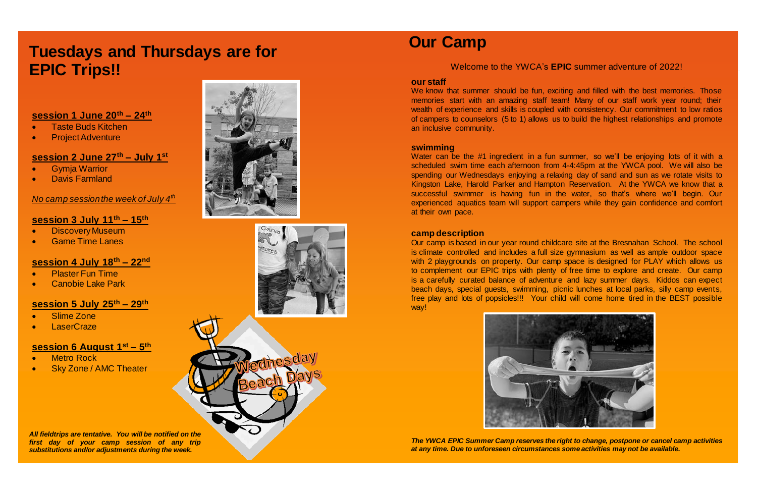# Tuesdays and Thursdays are for EPIC Trips!!

**session 1 June 20th – 24th**

- Taste Buds Kitchen
- Project Adventure

**session 2 June 27th – July 1st**

- Gymja Warrior
- Davis Farmland

*No camp session the week of July 4th*

**session 3 July 11th – 15th**

- Discovery Museum
- Game Time Lanes

**session 4 July 18th – 22nd**

- Plaster Fun Time
- Canobie Lake Park

**session 5 July 25th – 29th**

- Slime Zone
- LaserCraze

**session 6 August 1st – 5th**

- Metro Rock
- Sky Zone / AMC Theater

Wednesday Beach Days

***All fieldtrips are tentative. You will be notified on the first day of your camp session of any trip substitutions and/or adjustments during the week.***

# Our Camp

Welcome to the YWCA's **EPIC** summer adventure of 2022!

### our staff

We know that summer should be fun, exciting and filled with the best memories. Those memories start with an amazing staff team! Many of our staff work year round; their wealth of experience and skills is coupled with consistency. Our commitment to low ratios of campers to counselors (5 to 1) allows us to build the highest relationships and promote an inclusive community.

### swimming

Water can be the #1 ingredient in a fun summer, so we'll be enjoying lots of it with a scheduled swim time each afternoon from 4-4:45pm at the YWCA pool. We will also be spending our Wednesdays enjoying a relaxing day of sand and sun as we rotate visits to Kingston Lake, Harold Parker and Hampton Reservation. At the YWCA we know that a successful swimmer is having fun in the water, so that's where we'll begin. Our experienced aquatics team will support campers while they gain confidence and comfort at their own pace.

### camp description

Our camp is based in our year round childcare site at the Bresnahan School. The school is climate controlled and includes a full size gymnasium as well as ample outdoor space with 2 playgrounds on property. Our camp space is designed for PLAY which allows us to complement our EPIC trips with plenty of free time to explore and create. Our camp is a carefully curated balance of adventure and lazy summer days. Kiddos can expect beach days, special guests, swimming, picnic lunches at local parks, silly camp events, free play and lots of popsicles!!! Your child will come home tired in the BEST possible way!

***The YWCA EPIC Summer Camp reserves the right to change, postpone or cancel camp activities at any time. Due to unforeseen circumstances some activities may not be available.***